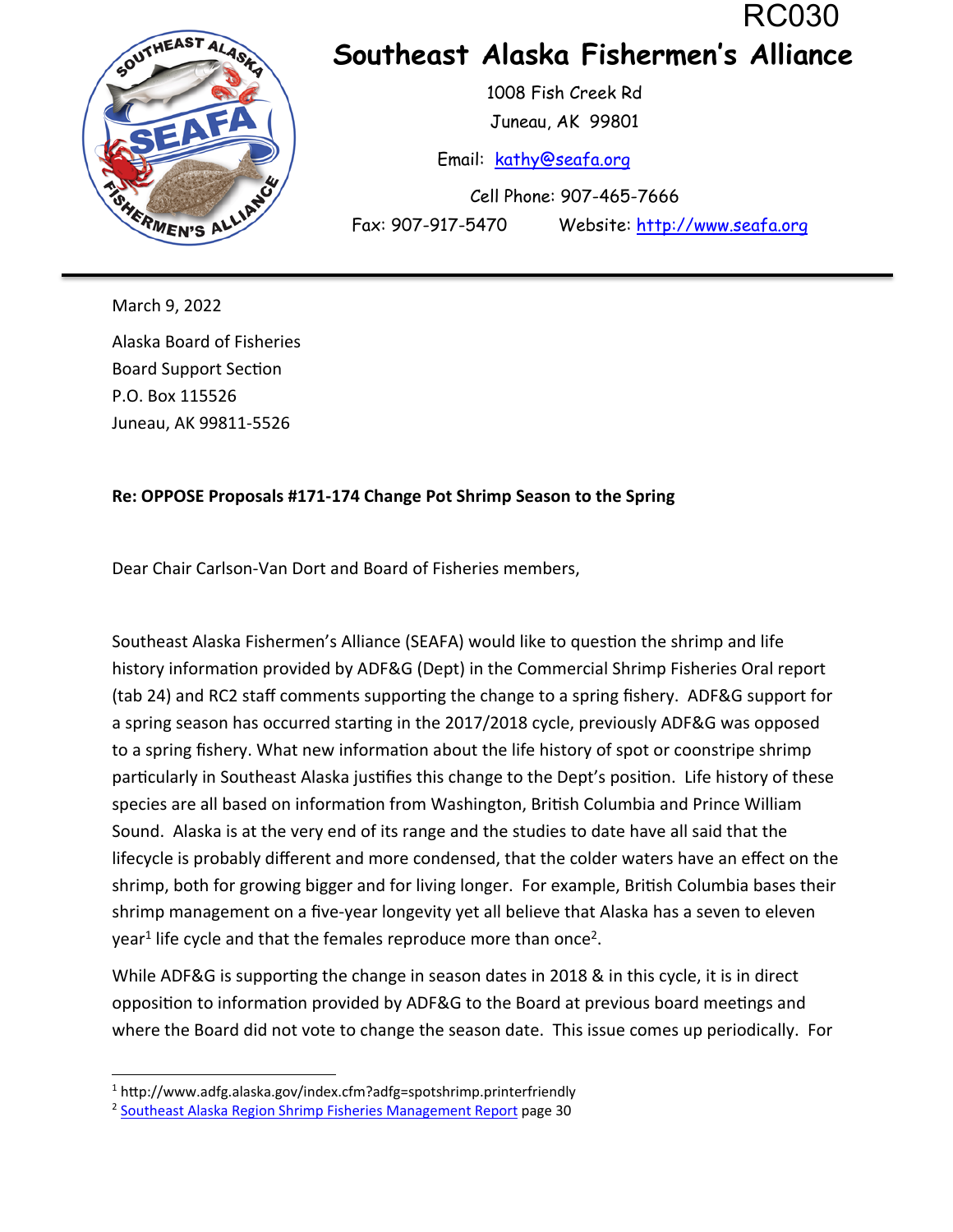RC030

# Southeast Alaska Fishermen's Alliance

1008 Fish Creek Rd
Juneau, AK 99801

Email: kathy@seafa.org

Cell Phone: 907-465-7666

Fax: 907-917-5470 Website: http://www.seafa.org

---

March 9, 2022

Alaska Board of Fisheries
Board Support Section
P.O. Box 115526
Juneau, AK 99811-5526

**Re: OPPOSE Proposals #171-174 Change Pot Shrimp Season to the Spring**

Dear Chair Carlson-Van Dort and Board of Fisheries members,

Southeast Alaska Fishermen's Alliance (SEAFA) would like to question the shrimp and life history information provided by ADF&G (Dept) in the Commercial Shrimp Fisheries Oral report (tab 24) and RC2 staff comments supporting the change to a spring fishery. ADF&G support for a spring season has occurred starting in the 2017/2018 cycle, previously ADF&G was opposed to a spring fishery. What new information about the life history of spot or coonstripe shrimp particularly in Southeast Alaska justifies this change to the Dept's position. Life history of these species are all based on information from Washington, British Columbia and Prince William Sound. Alaska is at the very end of its range and the studies to date have all said that the lifecycle is probably different and more condensed, that the colder waters have an effect on the shrimp, both for growing bigger and for living longer. For example, British Columbia bases their shrimp management on a five-year longevity yet all believe that Alaska has a seven to eleven year[1] life cycle and that the females reproduce more than once[2].

While ADF&G is supporting the change in season dates in 2018 & in this cycle, it is in direct opposition to information provided by ADF&G to the Board at previous board meetings and where the Board did not vote to change the season date. This issue comes up periodically. For

---

[1] http://www.adfg.alaska.gov/index.cfm?adfg=spotshrimp.printerfriendly

[2] Southeast Alaska Region Shrimp Fisheries Management Report page 30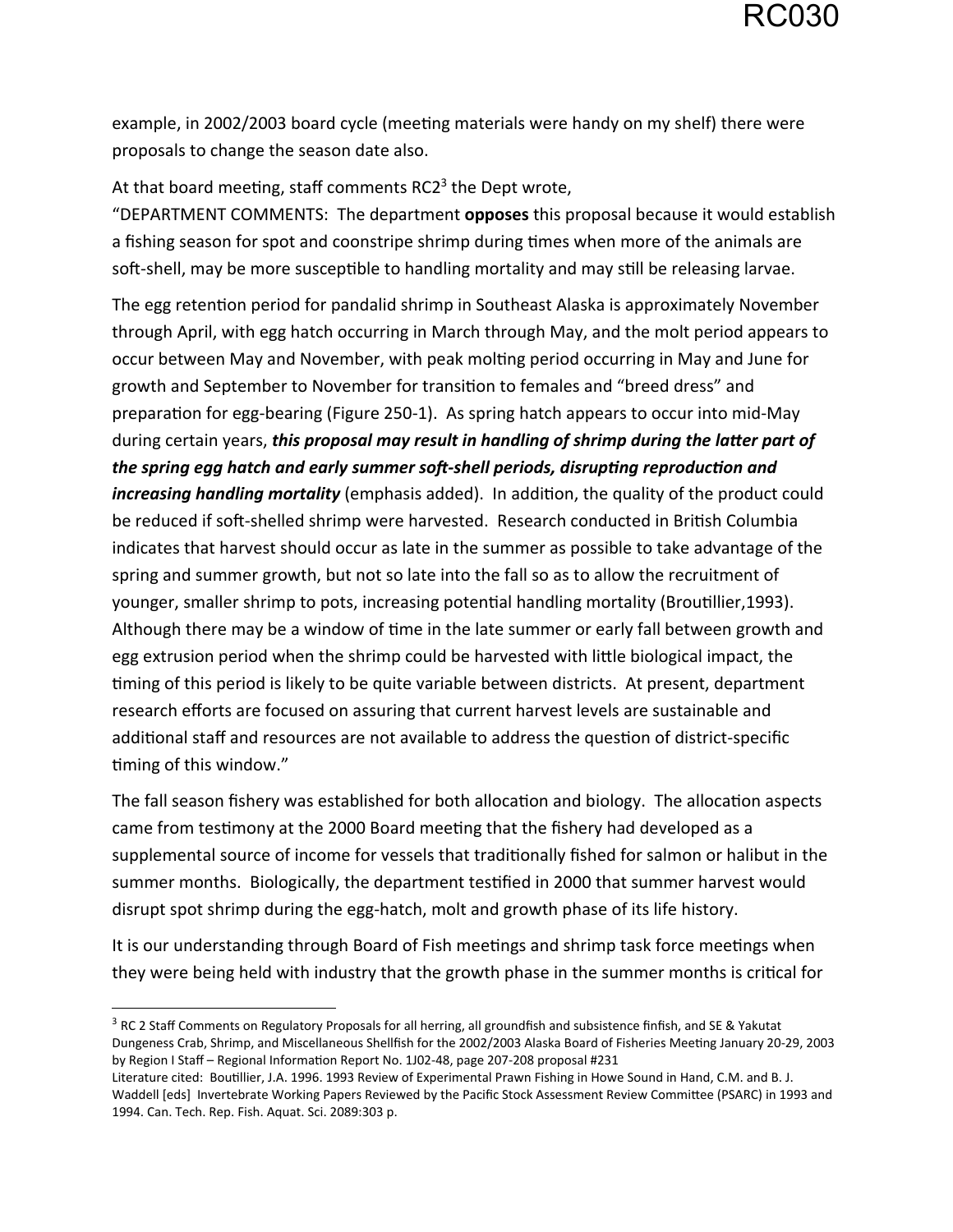example, in 2002/2003 board cycle (meeting materials were handy on my shelf) there were proposals to change the season date also.

At that board meeting, staff comments RC2[3] the Dept wrote,

"DEPARTMENT COMMENTS: The department **opposes** this proposal because it would establish a fishing season for spot and coonstripe shrimp during times when more of the animals are soft-shell, may be more susceptible to handling mortality and may still be releasing larvae.

The egg retention period for pandalid shrimp in Southeast Alaska is approximately November through April, with egg hatch occurring in March through May, and the molt period appears to occur between May and November, with peak molting period occurring in May and June for growth and September to November for transition to females and "breed dress" and preparation for egg-bearing (Figure 250-1). As spring hatch appears to occur into mid-May during certain years, ***this proposal may result in handling of shrimp during the latter part of the spring egg hatch and early summer soft-shell periods, disrupting reproduction and increasing handling mortality*** (emphasis added). In addition, the quality of the product could be reduced if soft-shelled shrimp were harvested. Research conducted in British Columbia indicates that harvest should occur as late in the summer as possible to take advantage of the spring and summer growth, but not so late into the fall so as to allow the recruitment of younger, smaller shrimp to pots, increasing potential handling mortality (Broutillier,1993). Although there may be a window of time in the late summer or early fall between growth and egg extrusion period when the shrimp could be harvested with little biological impact, the timing of this period is likely to be quite variable between districts. At present, department research efforts are focused on assuring that current harvest levels are sustainable and additional staff and resources are not available to address the question of district-specific timing of this window."

The fall season fishery was established for both allocation and biology. The allocation aspects came from testimony at the 2000 Board meeting that the fishery had developed as a supplemental source of income for vessels that traditionally fished for salmon or halibut in the summer months. Biologically, the department testified in 2000 that summer harvest would disrupt spot shrimp during the egg-hatch, molt and growth phase of its life history.

It is our understanding through Board of Fish meetings and shrimp task force meetings when they were being held with industry that the growth phase in the summer months is critical for

---

[3] RC 2 Staff Comments on Regulatory Proposals for all herring, all groundfish and subsistence finfish, and SE & Yakutat Dungeness Crab, Shrimp, and Miscellaneous Shellfish for the 2002/2003 Alaska Board of Fisheries Meeting January 20-29, 2003 by Region I Staff – Regional Information Report No. 1J02-48, page 207-208 proposal #231

Literature cited: Boutillier, J.A. 1996. 1993 Review of Experimental Prawn Fishing in Howe Sound in Hand, C.M. and B. J. Waddell [eds] Invertebrate Working Papers Reviewed by the Pacific Stock Assessment Review Committee (PSARC) in 1993 and 1994. Can. Tech. Rep. Fish. Aquat. Sci. 2089:303 p.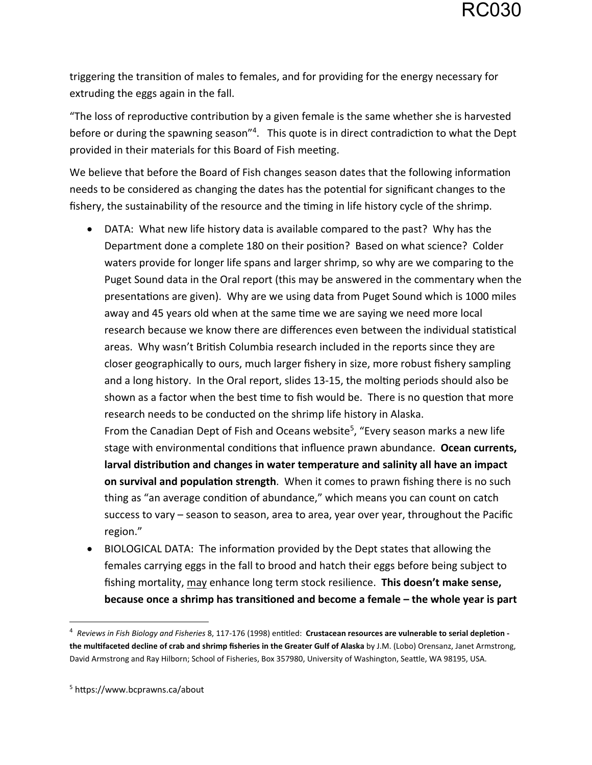triggering the transition of males to females, and for providing for the energy necessary for extruding the eggs again in the fall.

"The loss of reproductive contribution by a given female is the same whether she is harvested before or during the spawning season"[4]. This quote is in direct contradiction to what the Dept provided in their materials for this Board of Fish meeting.

We believe that before the Board of Fish changes season dates that the following information needs to be considered as changing the dates has the potential for significant changes to the fishery, the sustainability of the resource and the timing in life history cycle of the shrimp.

- DATA: What new life history data is available compared to the past? Why has the Department done a complete 180 on their position? Based on what science? Colder waters provide for longer life spans and larger shrimp, so why are we comparing to the Puget Sound data in the Oral report (this may be answered in the commentary when the presentations are given). Why are we using data from Puget Sound which is 1000 miles away and 45 years old when at the same time we are saying we need more local research because we know there are differences even between the individual statistical areas. Why wasn't British Columbia research included in the reports since they are closer geographically to ours, much larger fishery in size, more robust fishery sampling and a long history. In the Oral report, slides 13-15, the molting periods should also be shown as a factor when the best time to fish would be. There is no question that more research needs to be conducted on the shrimp life history in Alaska.
  From the Canadian Dept of Fish and Oceans website[5], "Every season marks a new life stage with environmental conditions that influence prawn abundance. **Ocean currents, larval distribution and changes in water temperature and salinity all have an impact on survival and population strength**. When it comes to prawn fishing there is no such thing as "an average condition of abundance," which means you can count on catch success to vary – season to season, area to area, year over year, throughout the Pacific region."
- BIOLOGICAL DATA: The information provided by the Dept states that allowing the females carrying eggs in the fall to brood and hatch their eggs before being subject to fishing mortality, <u>may</u> enhance long term stock resilience. **This doesn't make sense, because once a shrimp has transitioned and become a female – the whole year is part**

---

[4] *Reviews in Fish Biology and Fisheries* 8, 117-176 (1998) entitled: **Crustacean resources are vulnerable to serial depletion - the multifaceted decline of crab and shrimp fisheries in the Greater Gulf of Alaska** by J.M. (Lobo) Orensanz, Janet Armstrong, David Armstrong and Ray Hilborn; School of Fisheries, Box 357980, University of Washington, Seattle, WA 98195, USA.

[5] https://www.bcprawns.ca/about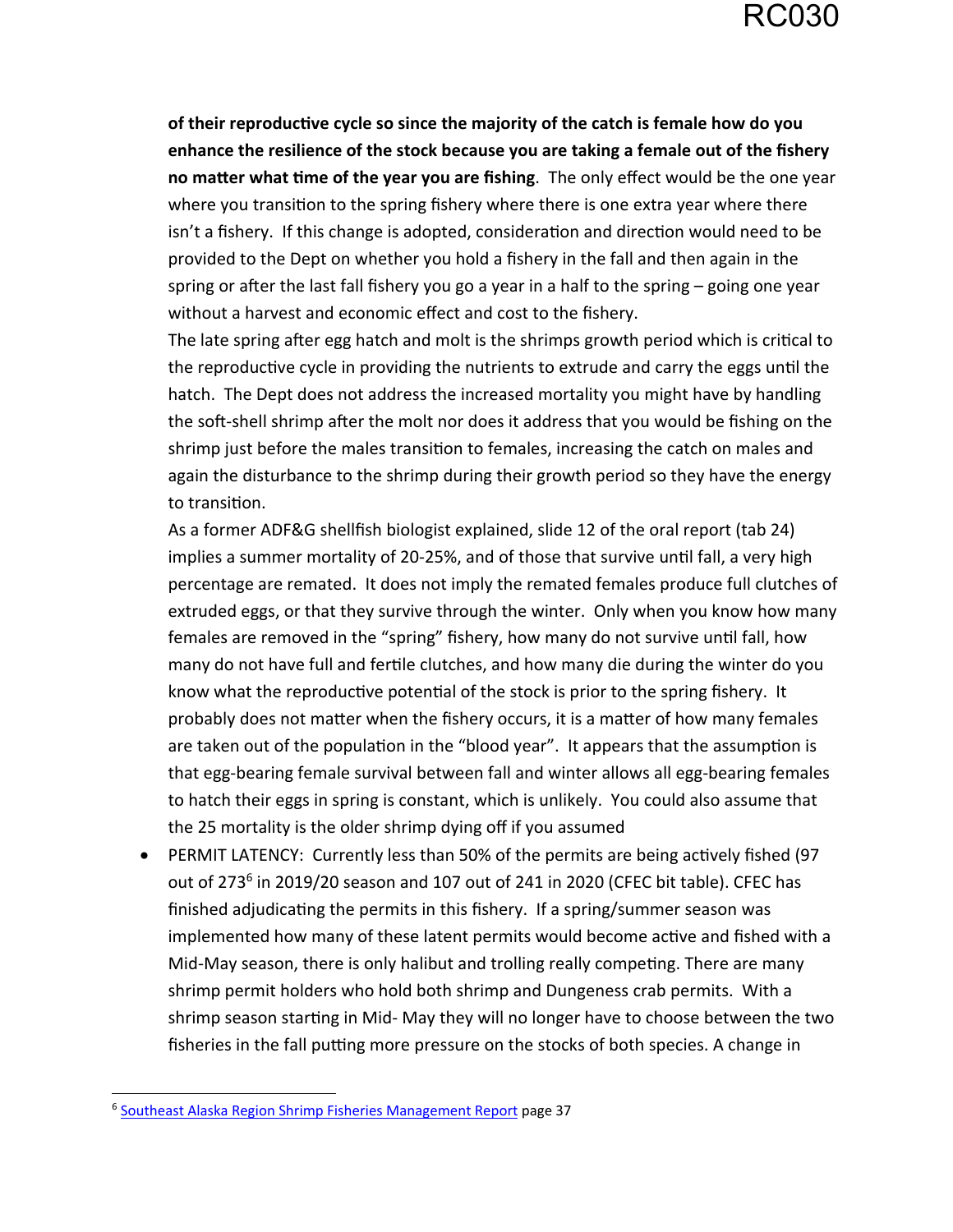**of their reproductive cycle so since the majority of the catch is female how do you enhance the resilience of the stock because you are taking a female out of the fishery no matter what time of the year you are fishing**. The only effect would be the one year where you transition to the spring fishery where there is one extra year where there isn't a fishery. If this change is adopted, consideration and direction would need to be provided to the Dept on whether you hold a fishery in the fall and then again in the spring or after the last fall fishery you go a year in a half to the spring – going one year without a harvest and economic effect and cost to the fishery.

The late spring after egg hatch and molt is the shrimps growth period which is critical to the reproductive cycle in providing the nutrients to extrude and carry the eggs until the hatch. The Dept does not address the increased mortality you might have by handling the soft-shell shrimp after the molt nor does it address that you would be fishing on the shrimp just before the males transition to females, increasing the catch on males and again the disturbance to the shrimp during their growth period so they have the energy to transition.

As a former ADF&G shellfish biologist explained, slide 12 of the oral report (tab 24) implies a summer mortality of 20-25%, and of those that survive until fall, a very high percentage are remated. It does not imply the remated females produce full clutches of extruded eggs, or that they survive through the winter. Only when you know how many females are removed in the "spring" fishery, how many do not survive until fall, how many do not have full and fertile clutches, and how many die during the winter do you know what the reproductive potential of the stock is prior to the spring fishery. It probably does not matter when the fishery occurs, it is a matter of how many females are taken out of the population in the "blood year". It appears that the assumption is that egg-bearing female survival between fall and winter allows all egg-bearing females to hatch their eggs in spring is constant, which is unlikely. You could also assume that the 25 mortality is the older shrimp dying off if you assumed

- PERMIT LATENCY: Currently less than 50% of the permits are being actively fished (97 out of 273[6] in 2019/20 season and 107 out of 241 in 2020 (CFEC bit table). CFEC has finished adjudicating the permits in this fishery. If a spring/summer season was implemented how many of these latent permits would become active and fished with a Mid-May season, there is only halibut and trolling really competing. There are many shrimp permit holders who hold both shrimp and Dungeness crab permits. With a shrimp season starting in Mid- May they will no longer have to choose between the two fisheries in the fall putting more pressure on the stocks of both species. A change in

[6] Southeast Alaska Region Shrimp Fisheries Management Report page 37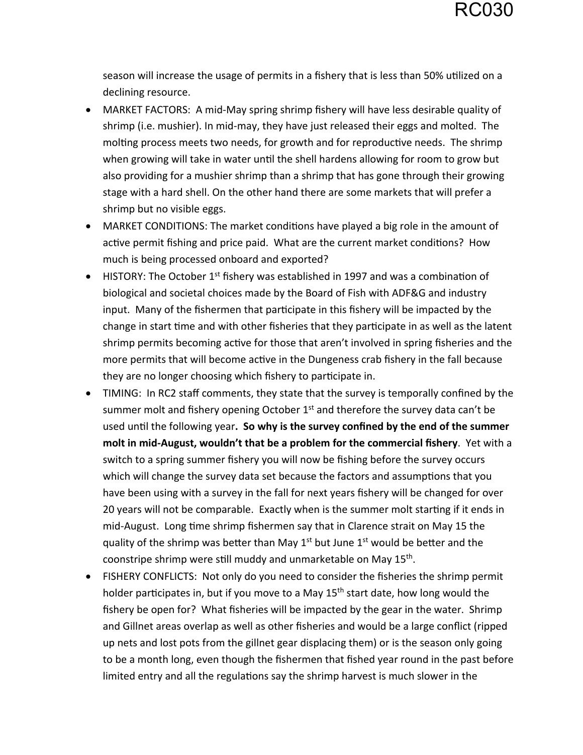season will increase the usage of permits in a fishery that is less than 50% utilized on a declining resource.

- MARKET FACTORS: A mid-May spring shrimp fishery will have less desirable quality of shrimp (i.e. mushier). In mid-may, they have just released their eggs and molted. The molting process meets two needs, for growth and for reproductive needs. The shrimp when growing will take in water until the shell hardens allowing for room to grow but also providing for a mushier shrimp than a shrimp that has gone through their growing stage with a hard shell. On the other hand there are some markets that will prefer a shrimp but no visible eggs.
- MARKET CONDITIONS: The market conditions have played a big role in the amount of active permit fishing and price paid. What are the current market conditions? How much is being processed onboard and exported?
- HISTORY: The October 1st fishery was established in 1997 and was a combination of biological and societal choices made by the Board of Fish with ADF&G and industry input. Many of the fishermen that participate in this fishery will be impacted by the change in start time and with other fisheries that they participate in as well as the latent shrimp permits becoming active for those that aren't involved in spring fisheries and the more permits that will become active in the Dungeness crab fishery in the fall because they are no longer choosing which fishery to participate in.
- TIMING: In RC2 staff comments, they state that the survey is temporally confined by the summer molt and fishery opening October 1st and therefore the survey data can't be used until the following year**. So why is the survey confined by the end of the summer molt in mid-August, wouldn't that be a problem for the commercial fishery**. Yet with a switch to a spring summer fishery you will now be fishing before the survey occurs which will change the survey data set because the factors and assumptions that you have been using with a survey in the fall for next years fishery will be changed for over 20 years will not be comparable. Exactly when is the summer molt starting if it ends in mid-August. Long time shrimp fishermen say that in Clarence strait on May 15 the quality of the shrimp was better than May 1st but June 1st would be better and the coonstripe shrimp were still muddy and unmarketable on May 15th.
- FISHERY CONFLICTS: Not only do you need to consider the fisheries the shrimp permit holder participates in, but if you move to a May 15th start date, how long would the fishery be open for? What fisheries will be impacted by the gear in the water. Shrimp and Gillnet areas overlap as well as other fisheries and would be a large conflict (ripped up nets and lost pots from the gillnet gear displacing them) or is the season only going to be a month long, even though the fishermen that fished year round in the past before limited entry and all the regulations say the shrimp harvest is much slower in the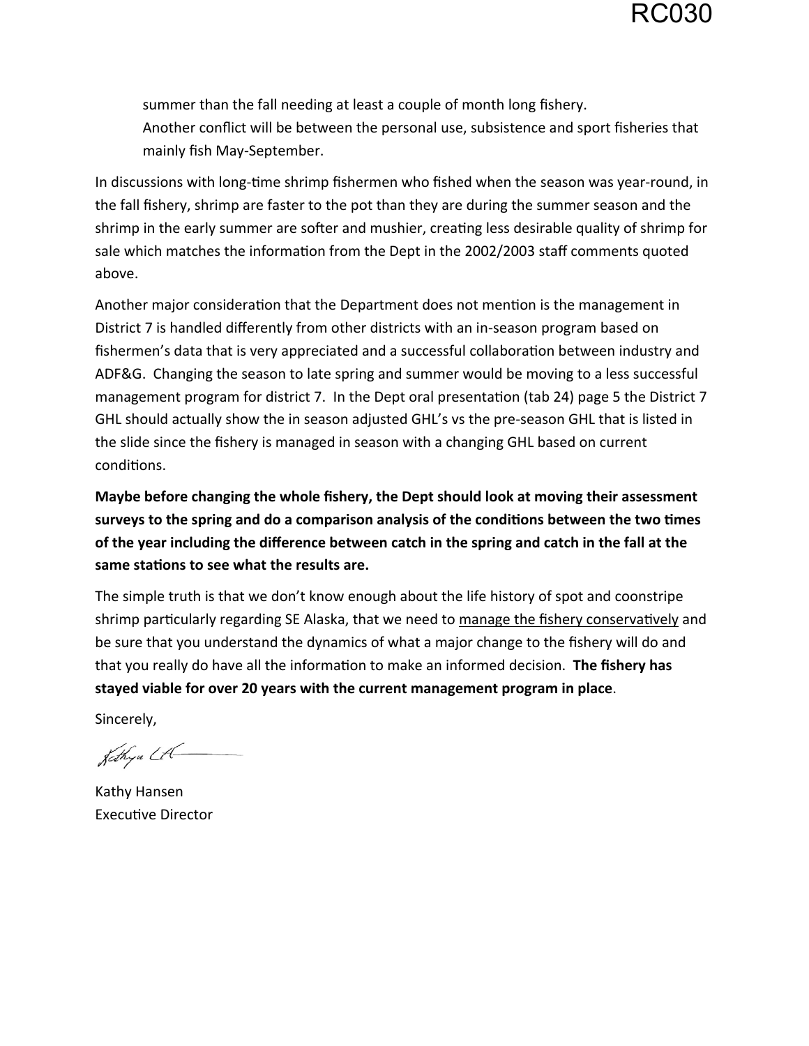summer than the fall needing at least a couple of month long fishery.
Another conflict will be between the personal use, subsistence and sport fisheries that mainly fish May-September.

In discussions with long-time shrimp fishermen who fished when the season was year-round, in the fall fishery, shrimp are faster to the pot than they are during the summer season and the shrimp in the early summer are softer and mushier, creating less desirable quality of shrimp for sale which matches the information from the Dept in the 2002/2003 staff comments quoted above.

Another major consideration that the Department does not mention is the management in District 7 is handled differently from other districts with an in-season program based on fishermen's data that is very appreciated and a successful collaboration between industry and ADF&G. Changing the season to late spring and summer would be moving to a less successful management program for district 7. In the Dept oral presentation (tab 24) page 5 the District 7 GHL should actually show the in season adjusted GHL's vs the pre-season GHL that is listed in the slide since the fishery is managed in season with a changing GHL based on current conditions.

**Maybe before changing the whole fishery, the Dept should look at moving their assessment surveys to the spring and do a comparison analysis of the conditions between the two times of the year including the difference between catch in the spring and catch in the fall at the same stations to see what the results are.**

The simple truth is that we don't know enough about the life history of spot and coonstripe shrimp particularly regarding SE Alaska, that we need to <u>manage the fishery conservatively</u> and be sure that you understand the dynamics of what a major change to the fishery will do and that you really do have all the information to make an informed decision. **The fishery has stayed viable for over 20 years with the current management program in place**.

Sincerely,

Kathy Hansen
Executive Director